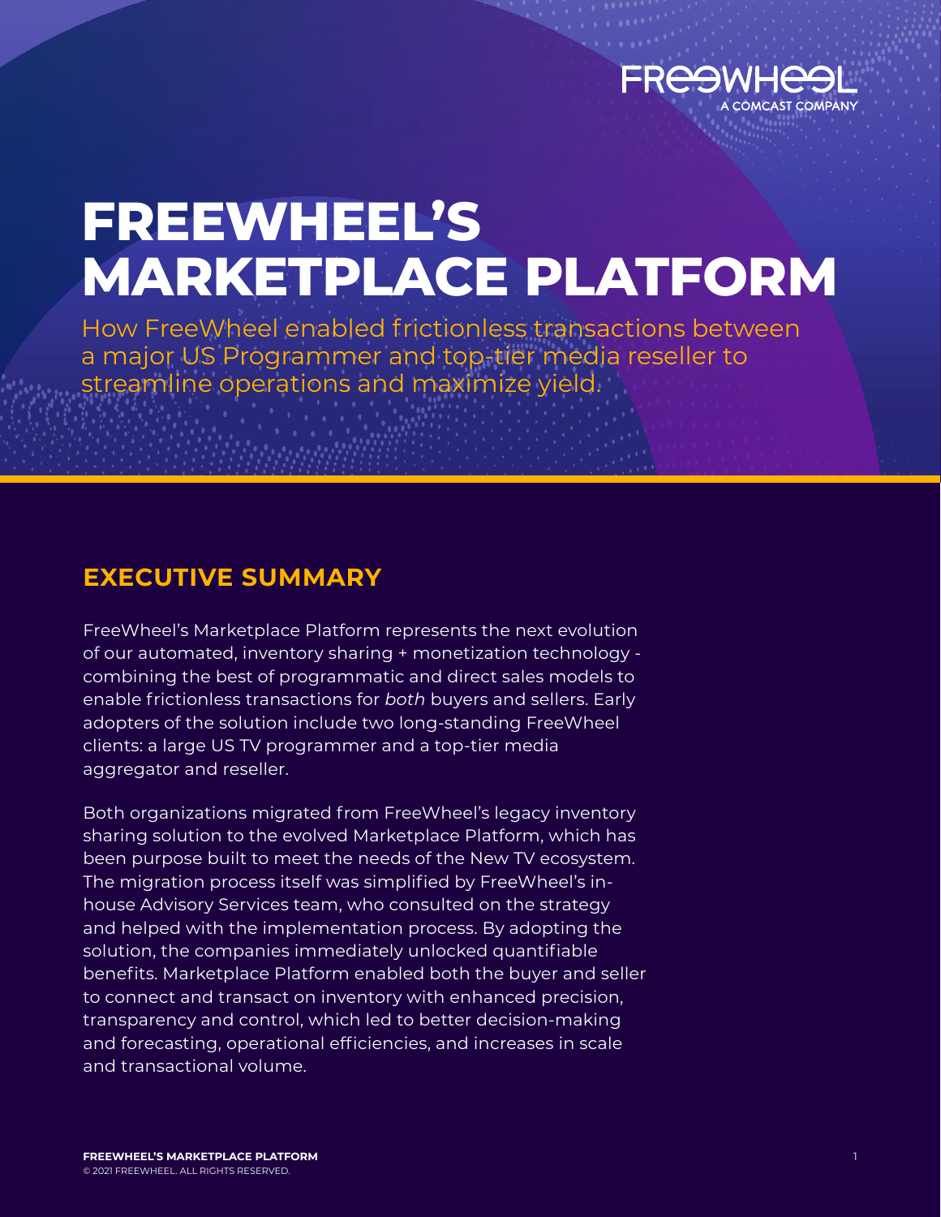FREEWHEEL
A COMCAST COMPANY

# FREEWHEEL'S MARKETPLACE PLATFORM

How FreeWheel enabled frictionless transactions between a major US Programmer and top-tier media reseller to streamline operations and maximize yield.

## EXECUTIVE SUMMARY

FreeWheel's Marketplace Platform represents the next evolution of our automated, inventory sharing + monetization technology - combining the best of programmatic and direct sales models to enable frictionless transactions for *both* buyers and sellers. Early adopters of the solution include two long-standing FreeWheel clients: a large US TV programmer and a top-tier media aggregator and reseller.

Both organizations migrated from FreeWheel's legacy inventory sharing solution to the evolved Marketplace Platform, which has been purpose built to meet the needs of the New TV ecosystem. The migration process itself was simplified by FreeWheel's in-house Advisory Services team, who consulted on the strategy and helped with the implementation process. By adopting the solution, the companies immediately unlocked quantifiable benefits. Marketplace Platform enabled both the buyer and seller to connect and transact on inventory with enhanced precision, transparency and control, which led to better decision-making and forecasting, operational efficiencies, and increases in scale and transactional volume.

© 2021 FREEWHEEL. ALL RIGHTS RESERVED.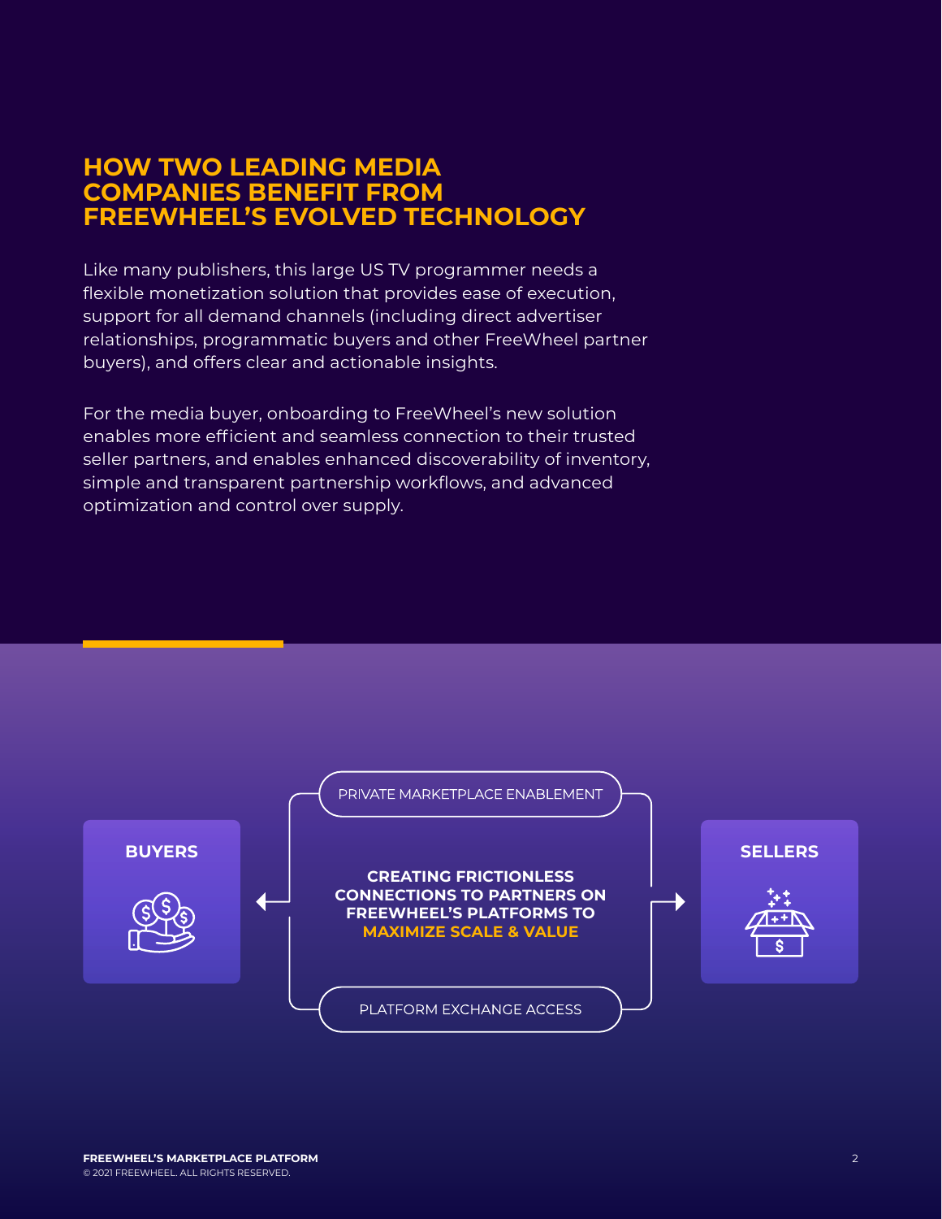## HOW TWO LEADING MEDIA COMPANIES BENEFIT FROM FREEWHEEL'S EVOLVED TECHNOLOGY

Like many publishers, this large US TV programmer needs a flexible monetization solution that provides ease of execution, support for all demand channels (including direct advertiser relationships, programmatic buyers and other FreeWheel partner buyers), and offers clear and actionable insights.

For the media buyer, onboarding to FreeWheel's new solution enables more efficient and seamless connection to their trusted seller partners, and enables enhanced discoverability of inventory, simple and transparent partnership workflows, and advanced optimization and control over supply.

**BUYERS**

PRIVATE MARKETPLACE ENABLEMENT

**CREATING FRICTIONLESS CONNECTIONS TO PARTNERS ON FREEWHEEL'S PLATFORMS TO MAXIMIZE SCALE & VALUE**

PLATFORM EXCHANGE ACCESS

**SELLERS**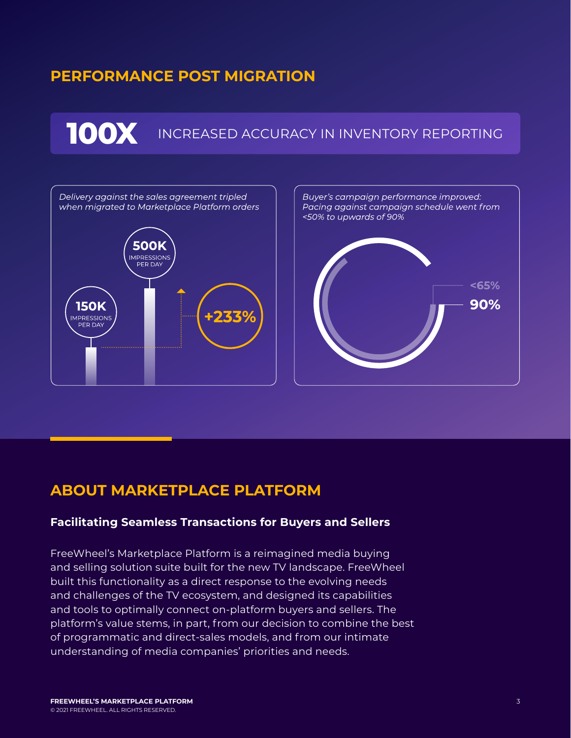## PERFORMANCE POST MIGRATION

**100X** INCREASED ACCURACY IN INVENTORY REPORTING

*Delivery against the sales agreement tripled when migrated to Marketplace Platform orders*

**150K** IMPRESSIONS PER DAY

**500K** IMPRESSIONS PER DAY

**+233%**

*Buyer's campaign performance improved: Pacing against campaign schedule went from <50% to upwards of 90%*

**<65%**

**90%**

## ABOUT MARKETPLACE PLATFORM

### Facilitating Seamless Transactions for Buyers and Sellers

FreeWheel's Marketplace Platform is a reimagined media buying and selling solution suite built for the new TV landscape. FreeWheel built this functionality as a direct response to the evolving needs and challenges of the TV ecosystem, and designed its capabilities and tools to optimally connect on-platform buyers and sellers. The platform's value stems, in part, from our decision to combine the best of programmatic and direct-sales models, and from our intimate understanding of media companies' priorities and needs.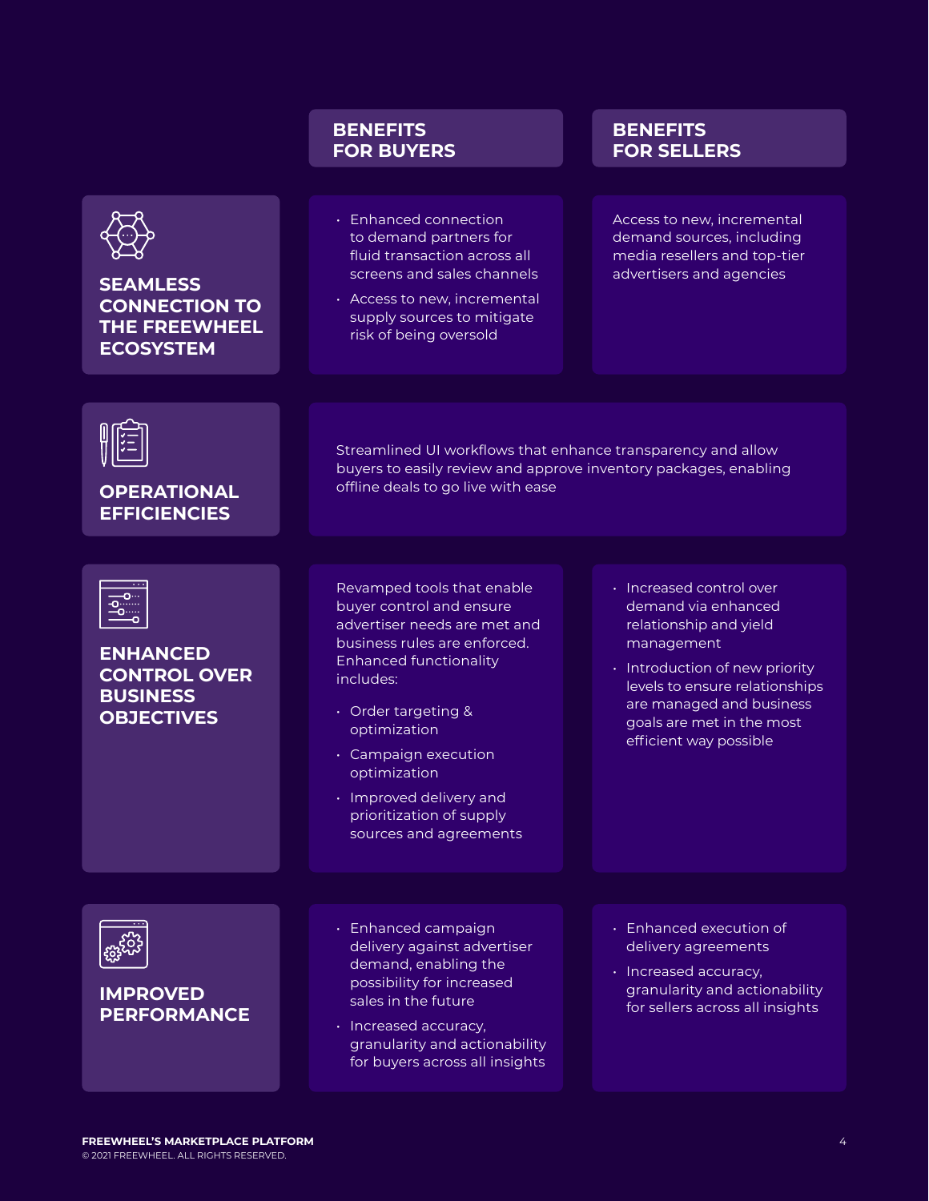| | BENEFITS FOR BUYERS | BENEFITS FOR SELLERS |
|---|---|---|
| **SEAMLESS CONNECTION TO THE FREEWHEEL ECOSYSTEM** | • Enhanced connection to demand partners for fluid transaction across all screens and sales channels<br>• Access to new, incremental supply sources to mitigate risk of being oversold | Access to new, incremental demand sources, including media resellers and top-tier advertisers and agencies |
| **OPERATIONAL EFFICIENCIES** | Streamlined UI workflows that enhance transparency and allow buyers to easily review and approve inventory packages, enabling offline deals to go live with ease | |
| **ENHANCED CONTROL OVER BUSINESS OBJECTIVES** | Revamped tools that enable buyer control and ensure advertiser needs are met and business rules are enforced. Enhanced functionality includes:<br>• Order targeting & optimization<br>• Campaign execution optimization<br>• Improved delivery and prioritization of supply sources and agreements | • Increased control over demand via enhanced relationship and yield management<br>• Introduction of new priority levels to ensure relationships are managed and business goals are met in the most efficient way possible |
| **IMPROVED PERFORMANCE** | • Enhanced campaign delivery against advertiser demand, enabling the possibility for increased sales in the future<br>• Increased accuracy, granularity and actionability for buyers across all insights | • Enhanced execution of delivery agreements<br>• Increased accuracy, granularity and actionability for sellers across all insights |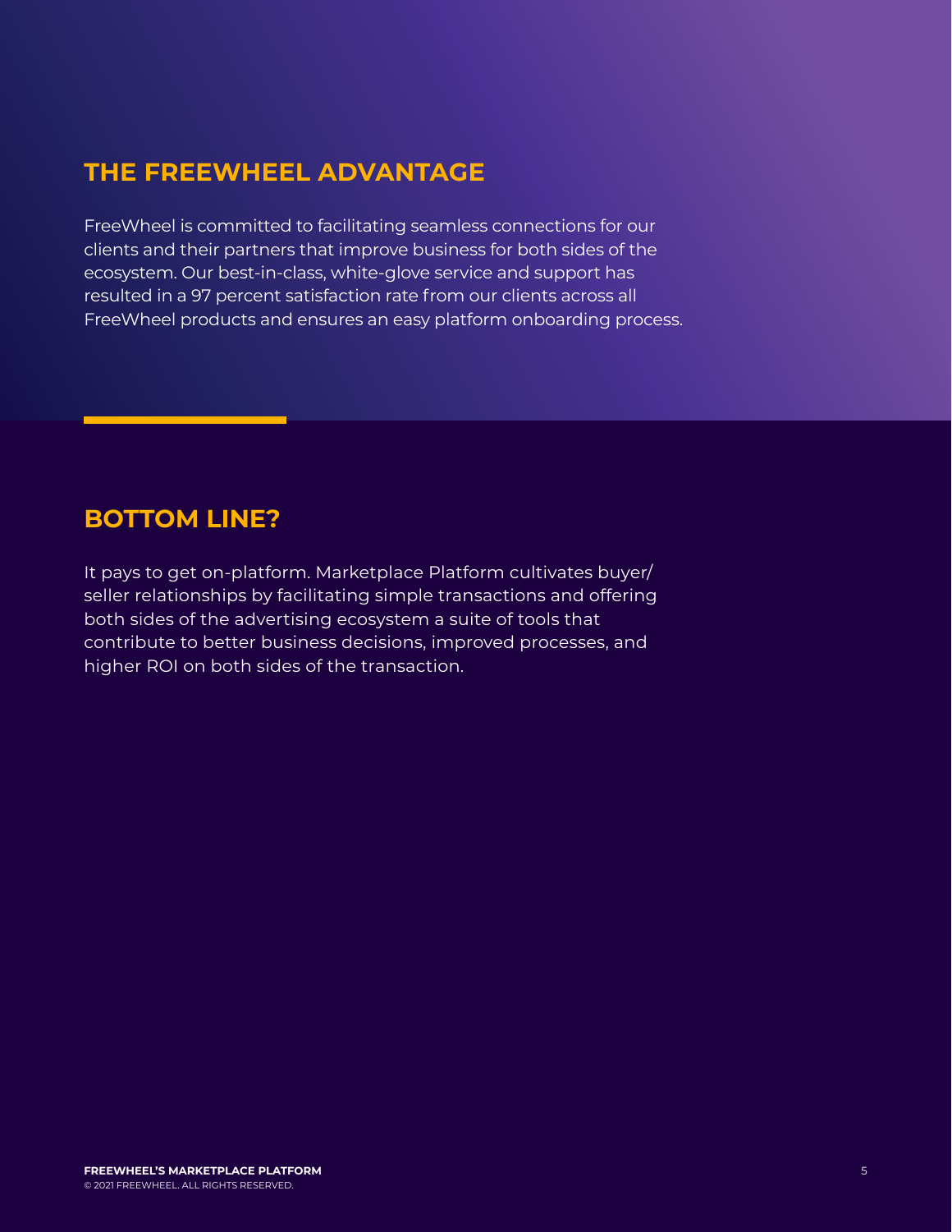## THE FREEWHEEL ADVANTAGE

FreeWheel is committed to facilitating seamless connections for our clients and their partners that improve business for both sides of the ecosystem. Our best-in-class, white-glove service and support has resulted in a 97 percent satisfaction rate from our clients across all FreeWheel products and ensures an easy platform onboarding process.

## BOTTOM LINE?

It pays to get on-platform. Marketplace Platform cultivates buyer/seller relationships by facilitating simple transactions and offering both sides of the advertising ecosystem a suite of tools that contribute to better business decisions, improved processes, and higher ROI on both sides of the transaction.